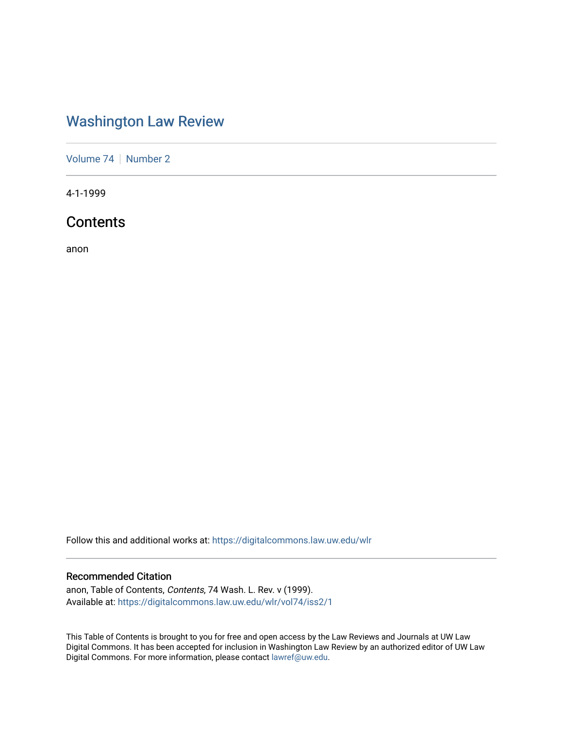# Washington Law Review

Volume 74 | Number 2

4-1-1999

## Contents

anon

Follow this and additional works at: https://digitalcommons.law.uw.edu/wlr

### Recommended Citation

anon, Table of Contents, *Contents*, 74 Wash. L. Rev. v (1999).
Available at: https://digitalcommons.law.uw.edu/wlr/vol74/iss2/1

This Table of Contents is brought to you for free and open access by the Law Reviews and Journals at UW Law Digital Commons. It has been accepted for inclusion in Washington Law Review by an authorized editor of UW Law Digital Commons. For more information, please contact lawref@uw.edu.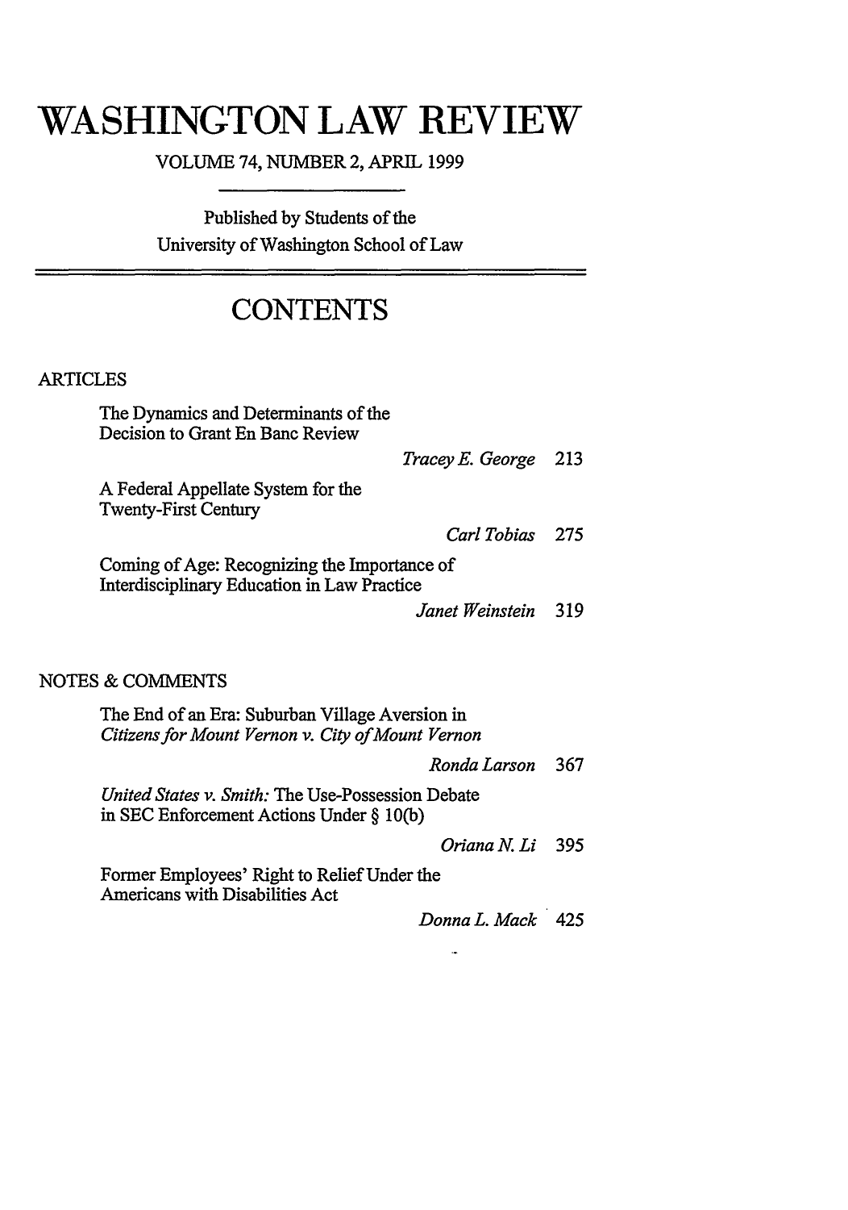# WASHINGTON LAW REVIEW

VOLUME 74, NUMBER 2, APRIL 1999

Published by Students of the
University of Washington School of Law

## CONTENTS

### ARTICLES

The Dynamics and Determinants of the Decision to Grant En Banc Review
*Tracey E. George* 213

A Federal Appellate System for the Twenty-First Century
*Carl Tobias* 275

Coming of Age: Recognizing the Importance of Interdisciplinary Education in Law Practice
*Janet Weinstein* 319

### NOTES & COMMENTS

The End of an Era: Suburban Village Aversion in *Citizens for Mount Vernon v. City of Mount Vernon*
*Ronda Larson* 367

*United States v. Smith:* The Use-Possession Debate in SEC Enforcement Actions Under § 10(b)
*Oriana N. Li* 395

Former Employees' Right to Relief Under the Americans with Disabilities Act
*Donna L. Mack* 425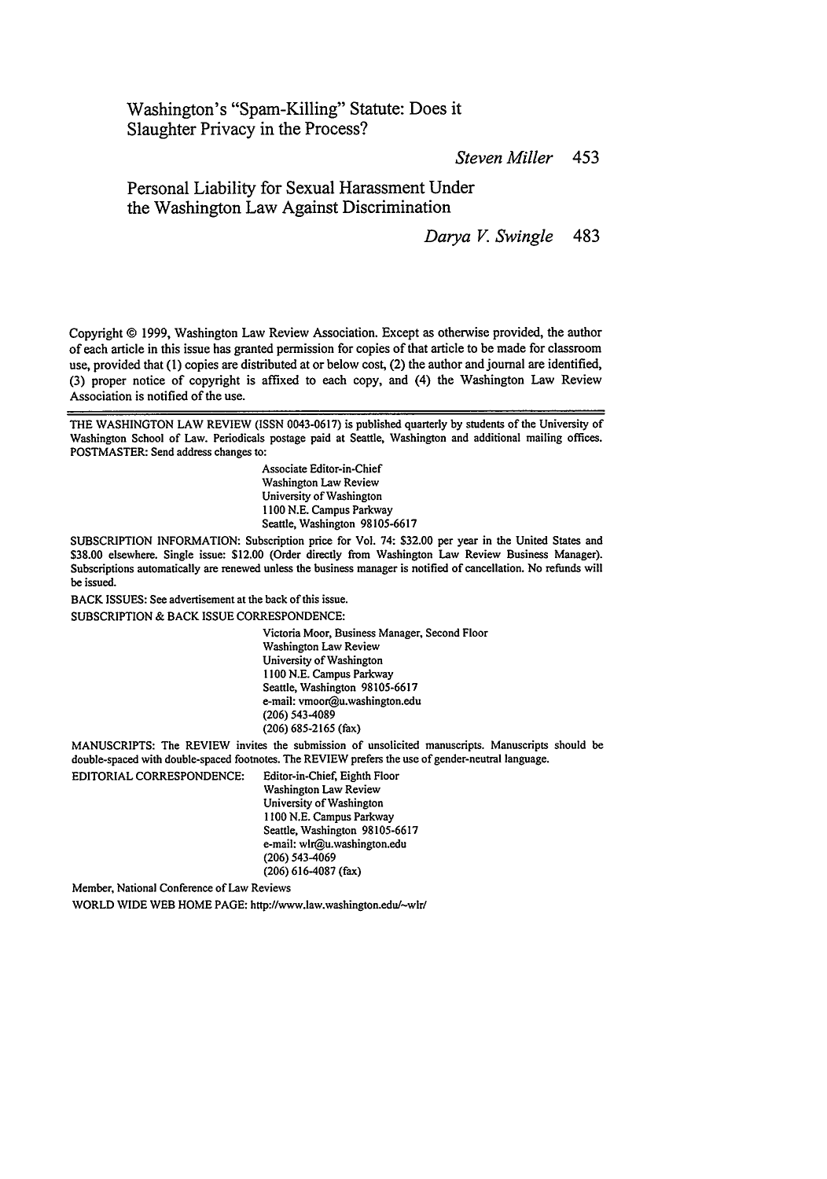Washington's "Spam-Killing" Statute: Does it Slaughter Privacy in the Process?

*Steven Miller* 453

Personal Liability for Sexual Harassment Under the Washington Law Against Discrimination

*Darya V. Swingle* 483

Copyright © 1999, Washington Law Review Association. Except as otherwise provided, the author of each article in this issue has granted permission for copies of that article to be made for classroom use, provided that (1) copies are distributed at or below cost, (2) the author and journal are identified, (3) proper notice of copyright is affixed to each copy, and (4) the Washington Law Review Association is notified of the use.

---

THE WASHINGTON LAW REVIEW (ISSN 0043-0617) is published quarterly by students of the University of Washington School of Law. Periodicals postage paid at Seattle, Washington and additional mailing offices. POSTMASTER: Send address changes to:

Associate Editor-in-Chief
Washington Law Review
University of Washington
1100 N.E. Campus Parkway
Seattle, Washington 98105-6617

SUBSCRIPTION INFORMATION: Subscription price for Vol. 74: $32.00 per year in the United States and $38.00 elsewhere. Single issue: $12.00 (Order directly from Washington Law Review Business Manager). Subscriptions automatically are renewed unless the business manager is notified of cancellation. No refunds will be issued.

BACK ISSUES: See advertisement at the back of this issue.

SUBSCRIPTION & BACK ISSUE CORRESPONDENCE:

Victoria Moor, Business Manager, Second Floor
Washington Law Review
University of Washington
1100 N.E. Campus Parkway
Seattle, Washington 98105-6617
e-mail: vmoor@u.washington.edu
(206) 543-4089
(206) 685-2165 (fax)

MANUSCRIPTS: The REVIEW invites the submission of unsolicited manuscripts. Manuscripts should be double-spaced with double-spaced footnotes. The REVIEW prefers the use of gender-neutral language.

EDITORIAL CORRESPONDENCE:

Editor-in-Chief, Eighth Floor
Washington Law Review
University of Washington
1100 N.E. Campus Parkway
Seattle, Washington 98105-6617
e-mail: wlr@u.washington.edu
(206) 543-4069
(206) 616-4087 (fax)

Member, National Conference of Law Reviews

WORLD WIDE WEB HOME PAGE: http://www.law.washington.edu/~wlr/